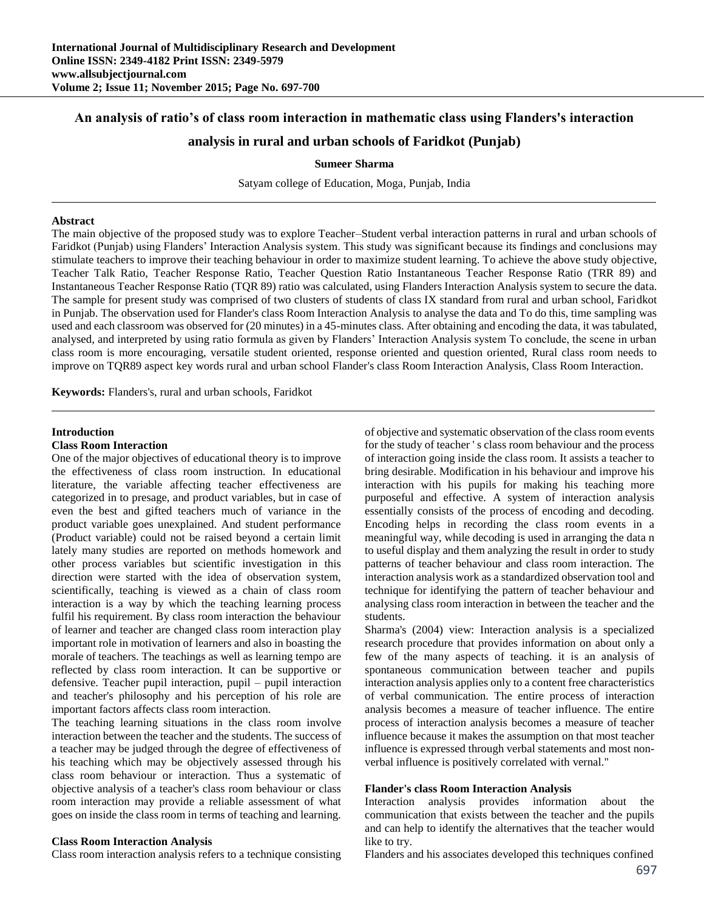# An analysis of ratio's of class room interaction in mathematic class using Flanders's interaction analysis in rural and urban schools of Faridkot (Punjab)

**Sumeer Sharma**

Satyam college of Education, Moga, Punjab, India

## Abstract

The main objective of the proposed study was to explore Teacher–Student verbal interaction patterns in rural and urban schools of Faridkot (Punjab) using Flanders' Interaction Analysis system. This study was significant because its findings and conclusions may stimulate teachers to improve their teaching behaviour in order to maximize student learning. To achieve the above study objective, Teacher Talk Ratio, Teacher Response Ratio, Teacher Question Ratio Instantaneous Teacher Response Ratio (TRR 89) and Instantaneous Teacher Response Ratio (TQR 89) ratio was calculated, using Flanders Interaction Analysis system to secure the data. The sample for present study was comprised of two clusters of students of class IX standard from rural and urban school, Faridkot in Punjab. The observation used for Flander's class Room Interaction Analysis to analyse the data and To do this, time sampling was used and each classroom was observed for (20 minutes) in a 45-minutes class. After obtaining and encoding the data, it was tabulated, analysed, and interpreted by using ratio formula as given by Flanders' Interaction Analysis system To conclude, the scene in urban class room is more encouraging, versatile student oriented, response oriented and question oriented, Rural class room needs to improve on TQR89 aspect key words rural and urban school Flander's class Room Interaction Analysis, Class Room Interaction.

**Keywords:** Flanders's, rural and urban schools, Faridkot

## Introduction

### Class Room Interaction

One of the major objectives of educational theory is to improve the effectiveness of class room instruction. In educational literature, the variable affecting teacher effectiveness are categorized in to presage, and product variables, but in case of even the best and gifted teachers much of variance in the product variable goes unexplained. And student performance (Product variable) could not be raised beyond a certain limit lately many studies are reported on methods homework and other process variables but scientific investigation in this direction were started with the idea of observation system, scientifically, teaching is viewed as a chain of class room interaction is a way by which the teaching learning process fulfil his requirement. By class room interaction the behaviour of learner and teacher are changed class room interaction play important role in motivation of learners and also in boasting the morale of teachers. The teachings as well as learning tempo are reflected by class room interaction. It can be supportive or defensive. Teacher pupil interaction, pupil – pupil interaction and teacher's philosophy and his perception of his role are important factors affects class room interaction.

The teaching learning situations in the class room involve interaction between the teacher and the students. The success of a teacher may be judged through the degree of effectiveness of his teaching which may be objectively assessed through his class room behaviour or interaction. Thus a systematic of objective analysis of a teacher's class room behaviour or class room interaction may provide a reliable assessment of what goes on inside the class room in terms of teaching and learning.

### Class Room Interaction Analysis

Class room interaction analysis refers to a technique consisting of objective and systematic observation of the class room events for the study of teacher ' s class room behaviour and the process of interaction going inside the class room. It assists a teacher to bring desirable. Modification in his behaviour and improve his interaction with his pupils for making his teaching more purposeful and effective. A system of interaction analysis essentially consists of the process of encoding and decoding. Encoding helps in recording the class room events in a meaningful way, while decoding is used in arranging the data n to useful display and them analyzing the result in order to study patterns of teacher behaviour and class room interaction. The interaction analysis work as a standardized observation tool and technique for identifying the pattern of teacher behaviour and analysing class room interaction in between the teacher and the students.

Sharma's (2004) view: Interaction analysis is a specialized research procedure that provides information on about only a few of the many aspects of teaching. it is an analysis of spontaneous communication between teacher and pupils interaction analysis applies only to a content free characteristics of verbal communication. The entire process of interaction analysis becomes a measure of teacher influence. The entire process of interaction analysis becomes a measure of teacher influence because it makes the assumption on that most teacher influence is expressed through verbal statements and most non-verbal influence is positively correlated with vernal."

### Flander's class Room Interaction Analysis

Interaction analysis provides information about the communication that exists between the teacher and the pupils and can help to identify the alternatives that the teacher would like to try.

Flanders and his associates developed this techniques confined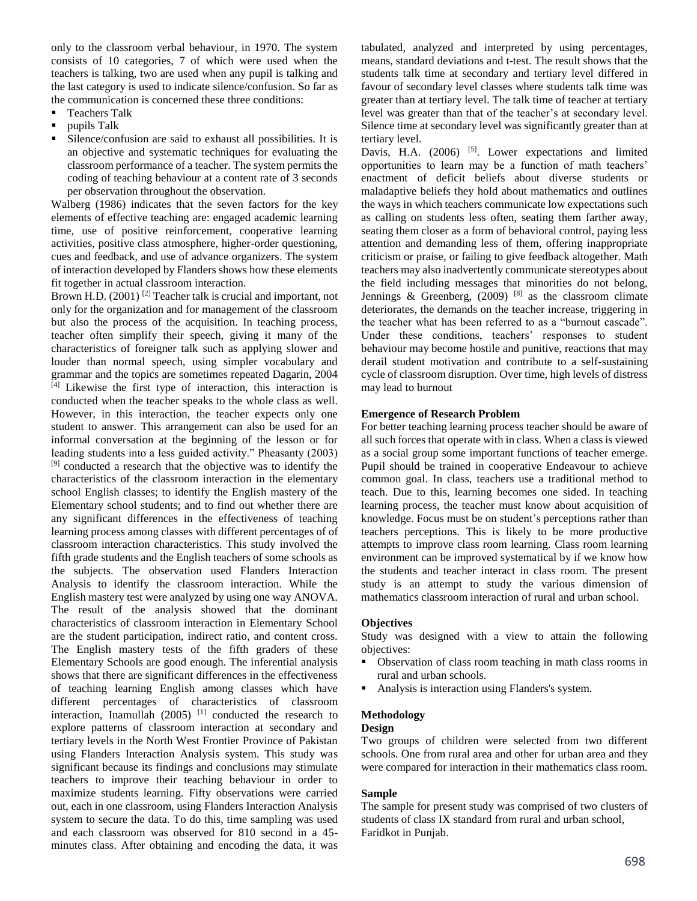only to the classroom verbal behaviour, in 1970. The system consists of 10 categories, 7 of which were used when the teachers is talking, two are used when any pupil is talking and the last category is used to indicate silence/confusion. So far as the communication is concerned these three conditions:

- Teachers Talk
- pupils Talk
- Silence/confusion are said to exhaust all possibilities. It is an objective and systematic techniques for evaluating the classroom performance of a teacher. The system permits the coding of teaching behaviour at a content rate of 3 seconds per observation throughout the observation.

Walberg (1986) indicates that the seven factors for the key elements of effective teaching are: engaged academic learning time, use of positive reinforcement, cooperative learning activities, positive class atmosphere, higher-order questioning, cues and feedback, and use of advance organizers. The system of interaction developed by Flanders shows how these elements fit together in actual classroom interaction.

Brown H.D. (2001) [2] Teacher talk is crucial and important, not only for the organization and for management of the classroom but also the process of the acquisition. In teaching process, teacher often simplify their speech, giving it many of the characteristics of foreigner talk such as applying slower and louder than normal speech, using simpler vocabulary and grammar and the topics are sometimes repeated Dagarin, 2004 [4] Likewise the first type of interaction, this interaction is conducted when the teacher speaks to the whole class as well. However, in this interaction, the teacher expects only one student to answer. This arrangement can also be used for an informal conversation at the beginning of the lesson or for leading students into a less guided activity." Pheasanty (2003) [9] conducted a research that the objective was to identify the characteristics of the classroom interaction in the elementary school English classes; to identify the English mastery of the Elementary school students; and to find out whether there are any significant differences in the effectiveness of teaching learning process among classes with different percentages of of classroom interaction characteristics. This study involved the fifth grade students and the English teachers of some schools as the subjects. The observation used Flanders Interaction Analysis to identify the classroom interaction. While the English mastery test were analyzed by using one way ANOVA. The result of the analysis showed that the dominant characteristics of classroom interaction in Elementary School are the student participation, indirect ratio, and content cross. The English mastery tests of the fifth graders of these Elementary Schools are good enough. The inferential analysis shows that there are significant differences in the effectiveness of teaching learning English among classes which have different percentages of characteristics of classroom interaction, Inamullah (2005) [1] conducted the research to explore patterns of classroom interaction at secondary and tertiary levels in the North West Frontier Province of Pakistan using Flanders Interaction Analysis system. This study was significant because its findings and conclusions may stimulate teachers to improve their teaching behaviour in order to maximize students learning. Fifty observations were carried out, each in one classroom, using Flanders Interaction Analysis system to secure the data. To do this, time sampling was used and each classroom was observed for 810 second in a 45-minutes class. After obtaining and encoding the data, it was tabulated, analyzed and interpreted by using percentages, means, standard deviations and t-test. The result shows that the students talk time at secondary and tertiary level differed in favour of secondary level classes where students talk time was greater than at tertiary level. The talk time of teacher at tertiary level was greater than that of the teacher's at secondary level. Silence time at secondary level was significantly greater than at tertiary level.

Davis, H.A. (2006) [5]. Lower expectations and limited opportunities to learn may be a function of math teachers' enactment of deficit beliefs about diverse students or maladaptive beliefs they hold about mathematics and outlines the ways in which teachers communicate low expectations such as calling on students less often, seating them farther away, seating them closer as a form of behavioral control, paying less attention and demanding less of them, offering inappropriate criticism or praise, or failing to give feedback altogether. Math teachers may also inadvertently communicate stereotypes about the field including messages that minorities do not belong, Jennings & Greenberg, (2009) [8] as the classroom climate deteriorates, the demands on the teacher increase, triggering in the teacher what has been referred to as a "burnout cascade". Under these conditions, teachers' responses to student behaviour may become hostile and punitive, reactions that may derail student motivation and contribute to a self-sustaining cycle of classroom disruption. Over time, high levels of distress may lead to burnout

**Emergence of Research Problem**

For better teaching learning process teacher should be aware of all such forces that operate with in class. When a class is viewed as a social group some important functions of teacher emerge. Pupil should be trained in cooperative Endeavour to achieve common goal. In class, teachers use a traditional method to teach. Due to this, learning becomes one sided. In teaching learning process, the teacher must know about acquisition of knowledge. Focus must be on student's perceptions rather than teachers perceptions. This is likely to be more productive attempts to improve class room learning. Class room learning environment can be improved systematical by if we know how the students and teacher interact in class room. The present study is an attempt to study the various dimension of mathematics classroom interaction of rural and urban school.

**Objectives**

Study was designed with a view to attain the following objectives:

- Observation of class room teaching in math class rooms in rural and urban schools.
- Analysis is interaction using Flanders's system.

**Methodology**

**Design**

Two groups of children were selected from two different schools. One from rural area and other for urban area and they were compared for interaction in their mathematics class room.

**Sample**

The sample for present study was comprised of two clusters of students of class IX standard from rural and urban school, Faridkot in Punjab.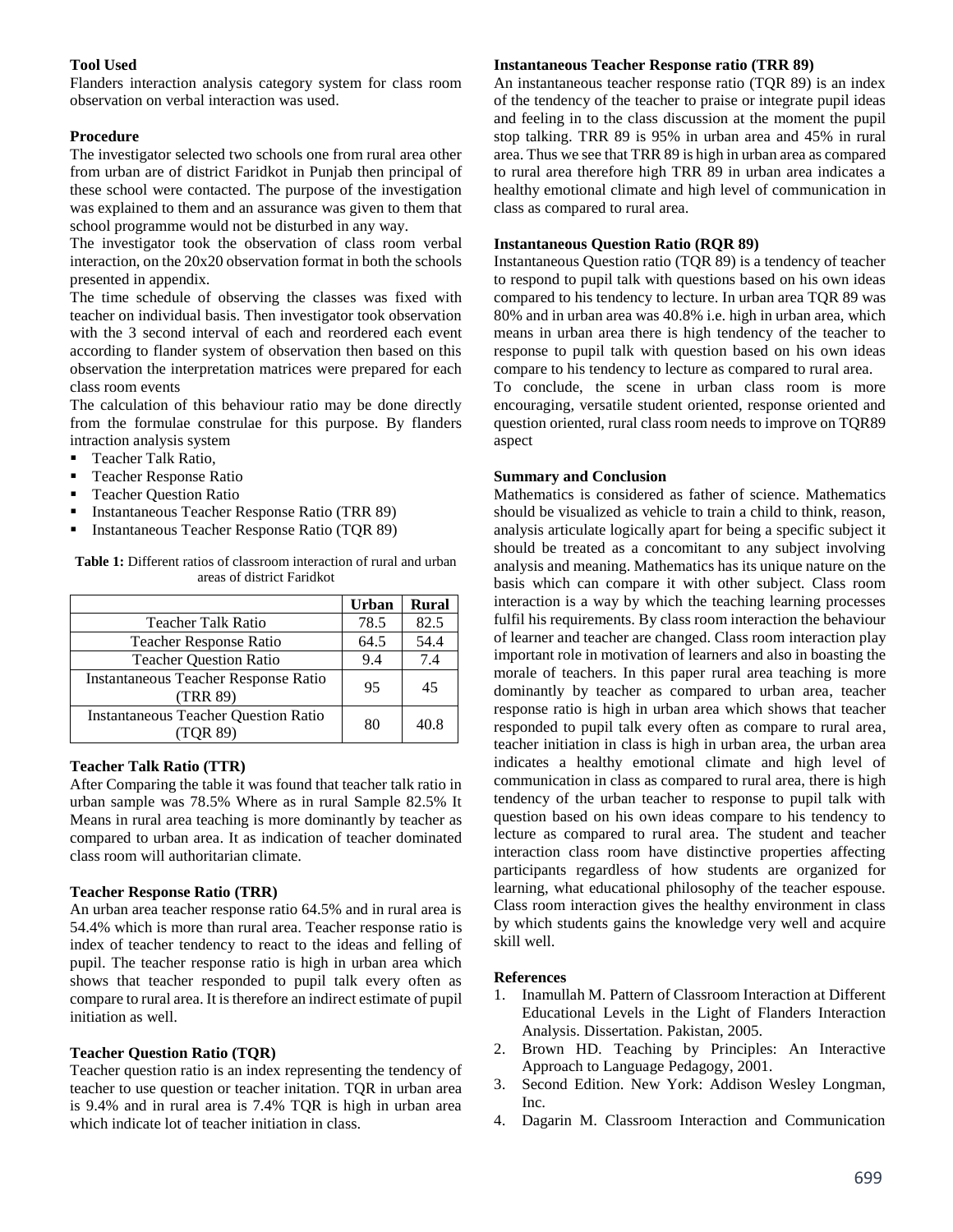### Tool Used

Flanders interaction analysis category system for class room observation on verbal interaction was used.

### Procedure

The investigator selected two schools one from rural area other from urban are of district Faridkot in Punjab then principal of these school were contacted. The purpose of the investigation was explained to them and an assurance was given to them that school programme would not be disturbed in any way.

The investigator took the observation of class room verbal interaction, on the 20x20 observation format in both the schools presented in appendix.

The time schedule of observing the classes was fixed with teacher on individual basis. Then investigator took observation with the 3 second interval of each and reordered each event according to flander system of observation then based on this observation the interpretation matrices were prepared for each class room events

The calculation of this behaviour ratio may be done directly from the formulae construlae for this purpose. By flanders intraction analysis system

- Teacher Talk Ratio,
- Teacher Response Ratio
- Teacher Question Ratio
- Instantaneous Teacher Response Ratio (TRR 89)
- Instantaneous Teacher Response Ratio (TQR 89)

**Table 1:** Different ratios of classroom interaction of rural and urban areas of district Faridkot

| | Urban | Rural |
|---|---|---|
| Teacher Talk Ratio | 78.5 | 82.5 |
| Teacher Response Ratio | 64.5 | 54.4 |
| Teacher Question Ratio | 9.4 | 7.4 |
| Instantaneous Teacher Response Ratio (TRR 89) | 95 | 45 |
| Instantaneous Teacher Question Ratio (TQR 89) | 80 | 40.8 |

### Teacher Talk Ratio (TTR)

After Comparing the table it was found that teacher talk ratio in urban sample was 78.5% Where as in rural Sample 82.5% It Means in rural area teaching is more dominantly by teacher as compared to urban area. It as indication of teacher dominated class room will authoritarian climate.

### Teacher Response Ratio (TRR)

An urban area teacher response ratio 64.5% and in rural area is 54.4% which is more than rural area. Teacher response ratio is index of teacher tendency to react to the ideas and felling of pupil. The teacher response ratio is high in urban area which shows that teacher responded to pupil talk every often as compare to rural area. It is therefore an indirect estimate of pupil initiation as well.

### Teacher Question Ratio (TQR)

Teacher question ratio is an index representing the tendency of teacher to use question or teacher initation. TQR in urban area is 9.4% and in rural area is 7.4% TQR is high in urban area which indicate lot of teacher initiation in class.

### Instantaneous Teacher Response ratio (TRR 89)

An instantaneous teacher response ratio (TQR 89) is an index of the tendency of the teacher to praise or integrate pupil ideas and feeling in to the class discussion at the moment the pupil stop talking. TRR 89 is 95% in urban area and 45% in rural area. Thus we see that TRR 89 is high in urban area as compared to rural area therefore high TRR 89 in urban area indicates a healthy emotional climate and high level of communication in class as compared to rural area.

### Instantaneous Question Ratio (RQR 89)

Instantaneous Question ratio (TQR 89) is a tendency of teacher to respond to pupil talk with questions based on his own ideas compared to his tendency to lecture. In urban area TQR 89 was 80% and in urban area was 40.8% i.e. high in urban area, which means in urban area there is high tendency of the teacher to response to pupil talk with question based on his own ideas compare to his tendency to lecture as compared to rural area.

To conclude, the scene in urban class room is more encouraging, versatile student oriented, response oriented and question oriented, rural class room needs to improve on TQR89 aspect

### Summary and Conclusion

Mathematics is considered as father of science. Mathematics should be visualized as vehicle to train a child to think, reason, analysis articulate logically apart for being a specific subject it should be treated as a concomitant to any subject involving analysis and meaning. Mathematics has its unique nature on the basis which can compare it with other subject. Class room interaction is a way by which the teaching learning processes fulfil his requirements. By class room interaction the behaviour of learner and teacher are changed. Class room interaction play important role in motivation of learners and also in boasting the morale of teachers. In this paper rural area teaching is more dominantly by teacher as compared to urban area, teacher response ratio is high in urban area which shows that teacher responded to pupil talk every often as compare to rural area, teacher initiation in class is high in urban area, the urban area indicates a healthy emotional climate and high level of communication in class as compared to rural area, there is high tendency of the urban teacher to response to pupil talk with question based on his own ideas compare to his tendency to lecture as compared to rural area. The student and teacher interaction class room have distinctive properties affecting participants regardless of how students are organized for learning, what educational philosophy of the teacher espouse. Class room interaction gives the healthy environment in class by which students gains the knowledge very well and acquire skill well.

### References

1. Inamullah M. Pattern of Classroom Interaction at Different Educational Levels in the Light of Flanders Interaction Analysis. Dissertation. Pakistan, 2005.
2. Brown HD. Teaching by Principles: An Interactive Approach to Language Pedagogy, 2001.
3. Second Edition. New York: Addison Wesley Longman, Inc.
4. Dagarin M. Classroom Interaction and Communication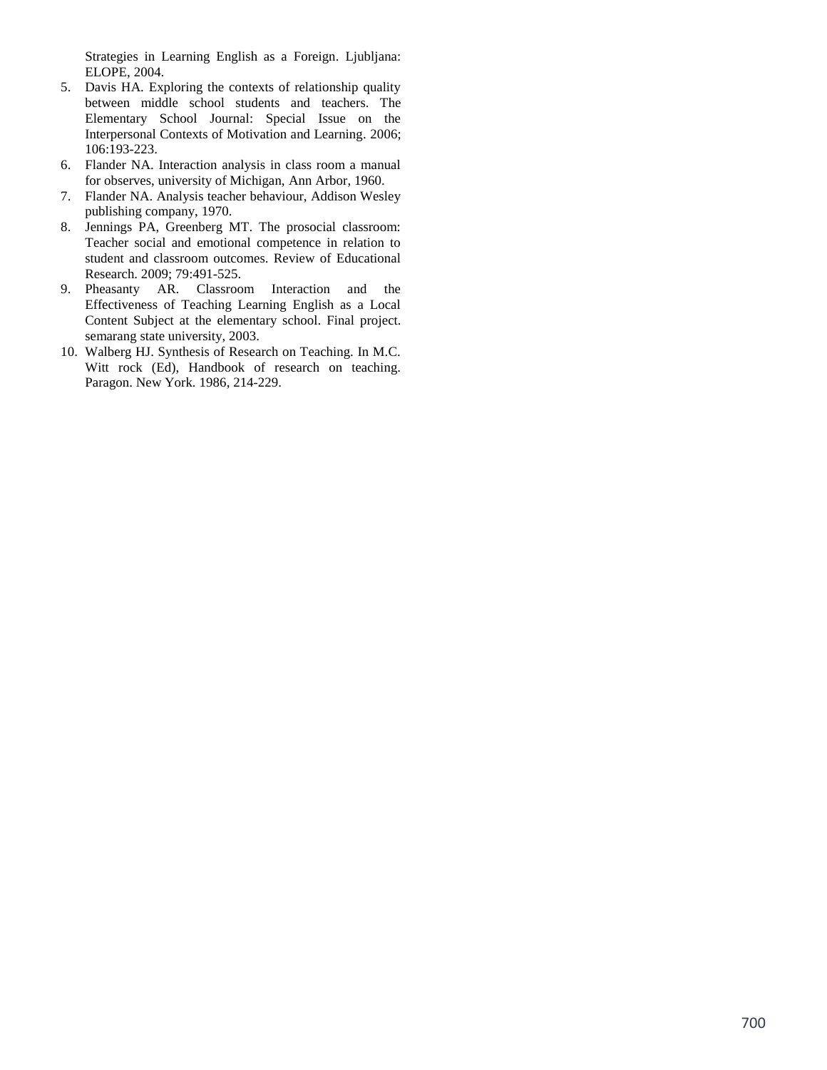Strategies in Learning English as a Foreign. Ljubljana: ELOPE, 2004.

5. Davis HA. Exploring the contexts of relationship quality between middle school students and teachers. The Elementary School Journal: Special Issue on the Interpersonal Contexts of Motivation and Learning. 2006; 106:193-223.
6. Flander NA. Interaction analysis in class room a manual for observes, university of Michigan, Ann Arbor, 1960.
7. Flander NA. Analysis teacher behaviour, Addison Wesley publishing company, 1970.
8. Jennings PA, Greenberg MT. The prosocial classroom: Teacher social and emotional competence in relation to student and classroom outcomes. Review of Educational Research. 2009; 79:491-525.
9. Pheasanty AR. Classroom Interaction and the Effectiveness of Teaching Learning English as a Local Content Subject at the elementary school. Final project. semarang state university, 2003.
10. Walberg HJ. Synthesis of Research on Teaching. In M.C. Witt rock (Ed), Handbook of research on teaching. Paragon. New York. 1986, 214-229.